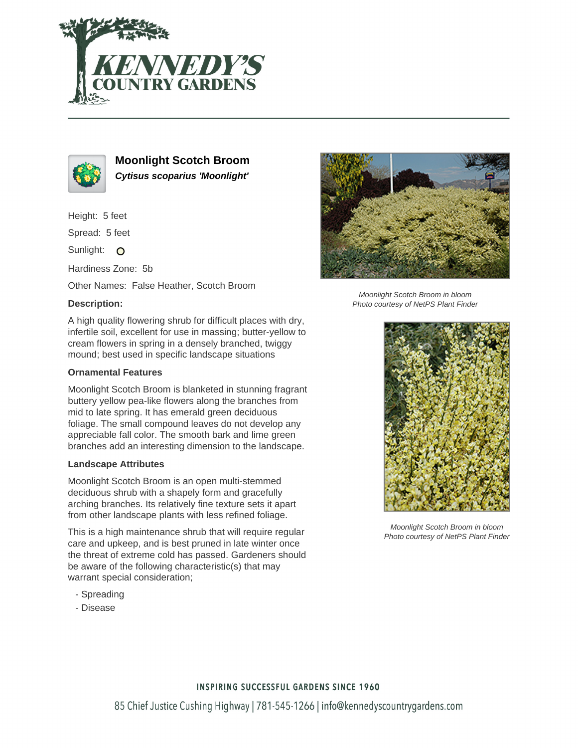# Moonlight Scotch Broom

***Cytisus scoparius 'Moonlight'***

Height: 5 feet

Spread: 5 feet

Sunlight:

Hardiness Zone: 5b

Other Names: False Heather, Scotch Broom

### Description:

A high quality flowering shrub for difficult places with dry, infertile soil, excellent for use in massing; butter-yellow to cream flowers in spring in a densely branched, twiggy mound; best used in specific landscape situations

### Ornamental Features

Moonlight Scotch Broom is blanketed in stunning fragrant buttery yellow pea-like flowers along the branches from mid to late spring. It has emerald green deciduous foliage. The small compound leaves do not develop any appreciable fall color. The smooth bark and lime green branches add an interesting dimension to the landscape.

### Landscape Attributes

Moonlight Scotch Broom is an open multi-stemmed deciduous shrub with a shapely form and gracefully arching branches. Its relatively fine texture sets it apart from other landscape plants with less refined foliage.

This is a high maintenance shrub that will require regular care and upkeep, and is best pruned in late winter once the threat of extreme cold has passed. Gardeners should be aware of the following characteristic(s) that may warrant special consideration;

- Spreading
- Disease

*Moonlight Scotch Broom in bloom*
*Photo courtesy of NetPS Plant Finder*

*Moonlight Scotch Broom in bloom*
*Photo courtesy of NetPS Plant Finder*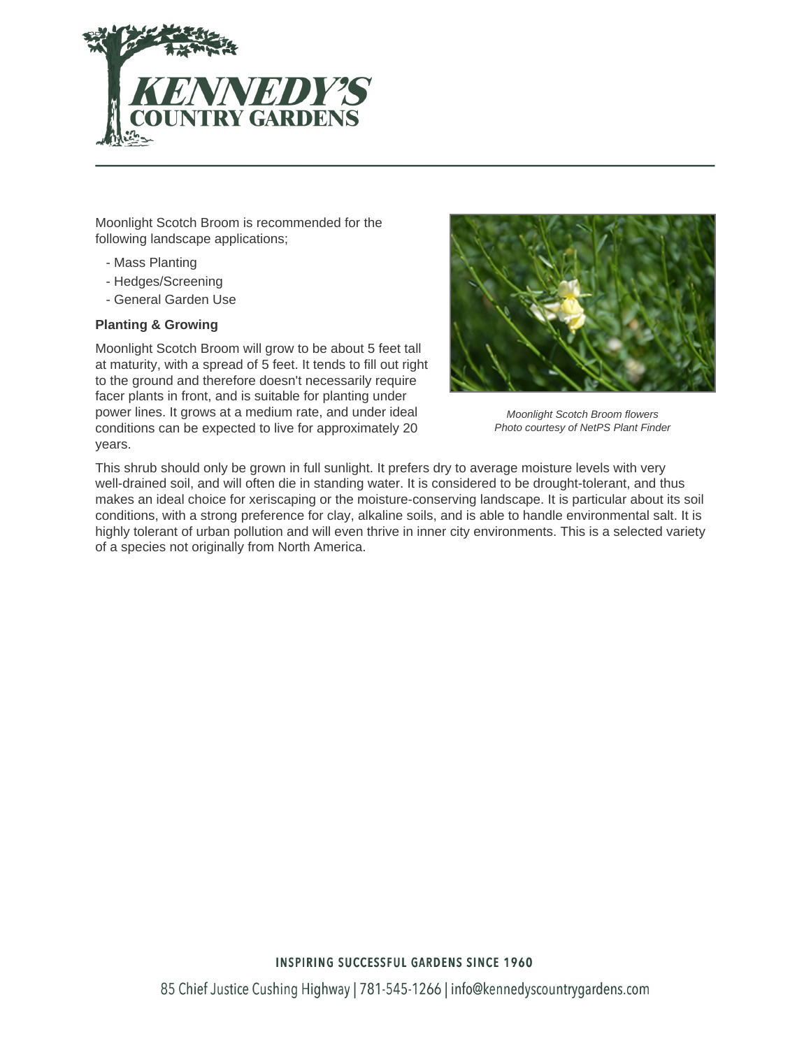Moonlight Scotch Broom is recommended for the following landscape applications;

- Mass Planting
- Hedges/Screening
- General Garden Use

**Planting & Growing**

Moonlight Scotch Broom will grow to be about 5 feet tall at maturity, with a spread of 5 feet. It tends to fill out right to the ground and therefore doesn't necessarily require facer plants in front, and is suitable for planting under power lines. It grows at a medium rate, and under ideal conditions can be expected to live for approximately 20 years.

*Moonlight Scotch Broom flowers*
*Photo courtesy of NetPS Plant Finder*

This shrub should only be grown in full sunlight. It prefers dry to average moisture levels with very well-drained soil, and will often die in standing water. It is considered to be drought-tolerant, and thus makes an ideal choice for xeriscaping or the moisture-conserving landscape. It is particular about its soil conditions, with a strong preference for clay, alkaline soils, and is able to handle environmental salt. It is highly tolerant of urban pollution and will even thrive in inner city environments. This is a selected variety of a species not originally from North America.